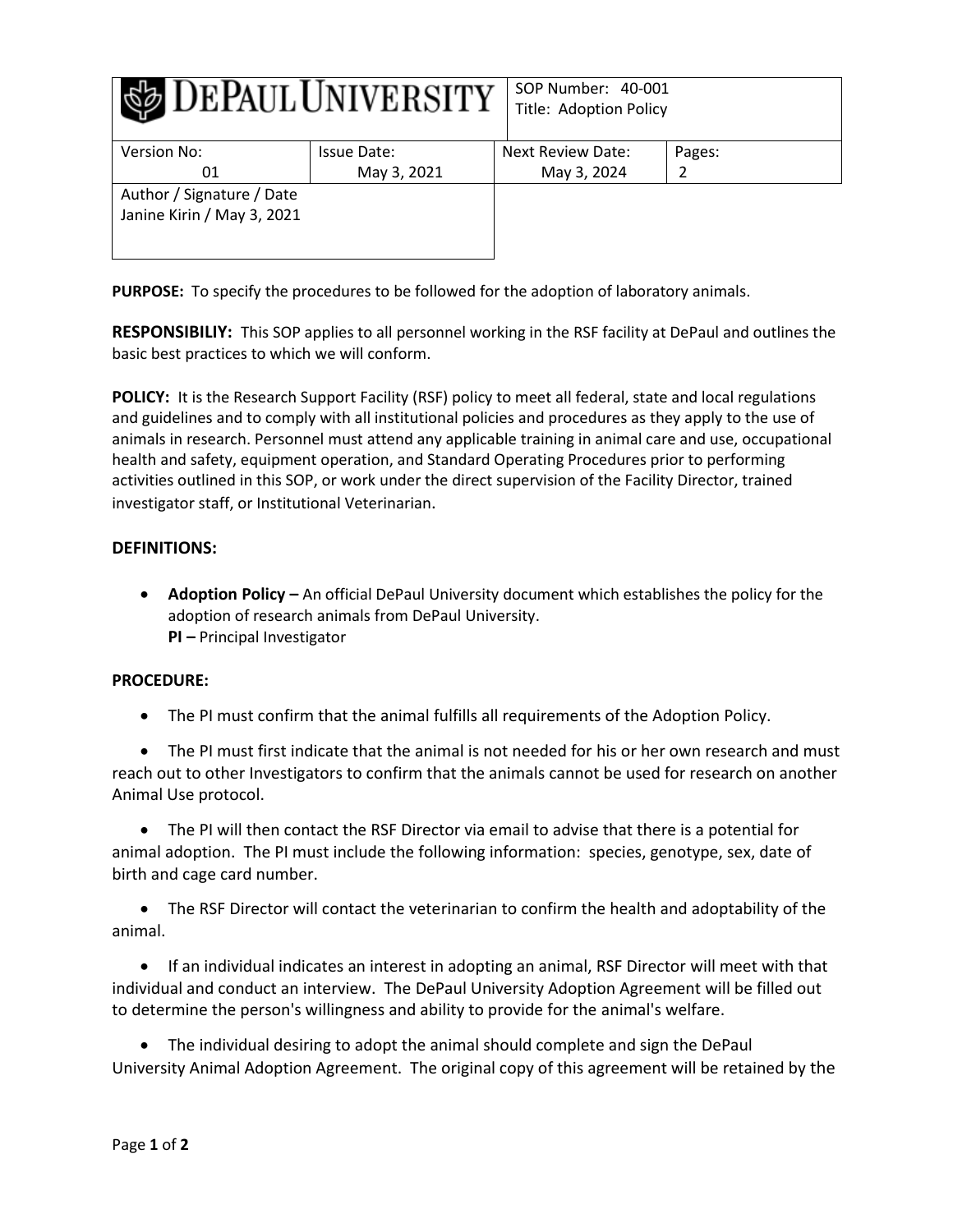| DEPAUL UNIVERSITY | | SOP Number: 40-001<br>Title: Adoption Policy | |
|---|---|---|---|
| Version No:<br>01 | Issue Date:<br>May 3, 2021 | Next Review Date:<br>May 3, 2024 | Pages:<br>2 |
| Author / Signature / Date<br>Janine Kirin / May 3, 2021 | | | |

**PURPOSE:** To specify the procedures to be followed for the adoption of laboratory animals.

**RESPONSIBILIY:** This SOP applies to all personnel working in the RSF facility at DePaul and outlines the basic best practices to which we will conform.

**POLICY:** It is the Research Support Facility (RSF) policy to meet all federal, state and local regulations and guidelines and to comply with all institutional policies and procedures as they apply to the use of animals in research. Personnel must attend any applicable training in animal care and use, occupational health and safety, equipment operation, and Standard Operating Procedures prior to performing activities outlined in this SOP, or work under the direct supervision of the Facility Director, trained investigator staff, or Institutional Veterinarian.

**DEFINITIONS:**

- **Adoption Policy –** An official DePaul University document which establishes the policy for the adoption of research animals from DePaul University.
  **PI –** Principal Investigator

**PROCEDURE:**

- The PI must confirm that the animal fulfills all requirements of the Adoption Policy.
- The PI must first indicate that the animal is not needed for his or her own research and must reach out to other Investigators to confirm that the animals cannot be used for research on another Animal Use protocol.
- The PI will then contact the RSF Director via email to advise that there is a potential for animal adoption. The PI must include the following information: species, genotype, sex, date of birth and cage card number.
- The RSF Director will contact the veterinarian to confirm the health and adoptability of the animal.
- If an individual indicates an interest in adopting an animal, RSF Director will meet with that individual and conduct an interview. The DePaul University Adoption Agreement will be filled out to determine the person's willingness and ability to provide for the animal's welfare.
- The individual desiring to adopt the animal should complete and sign the DePaul University Animal Adoption Agreement. The original copy of this agreement will be retained by the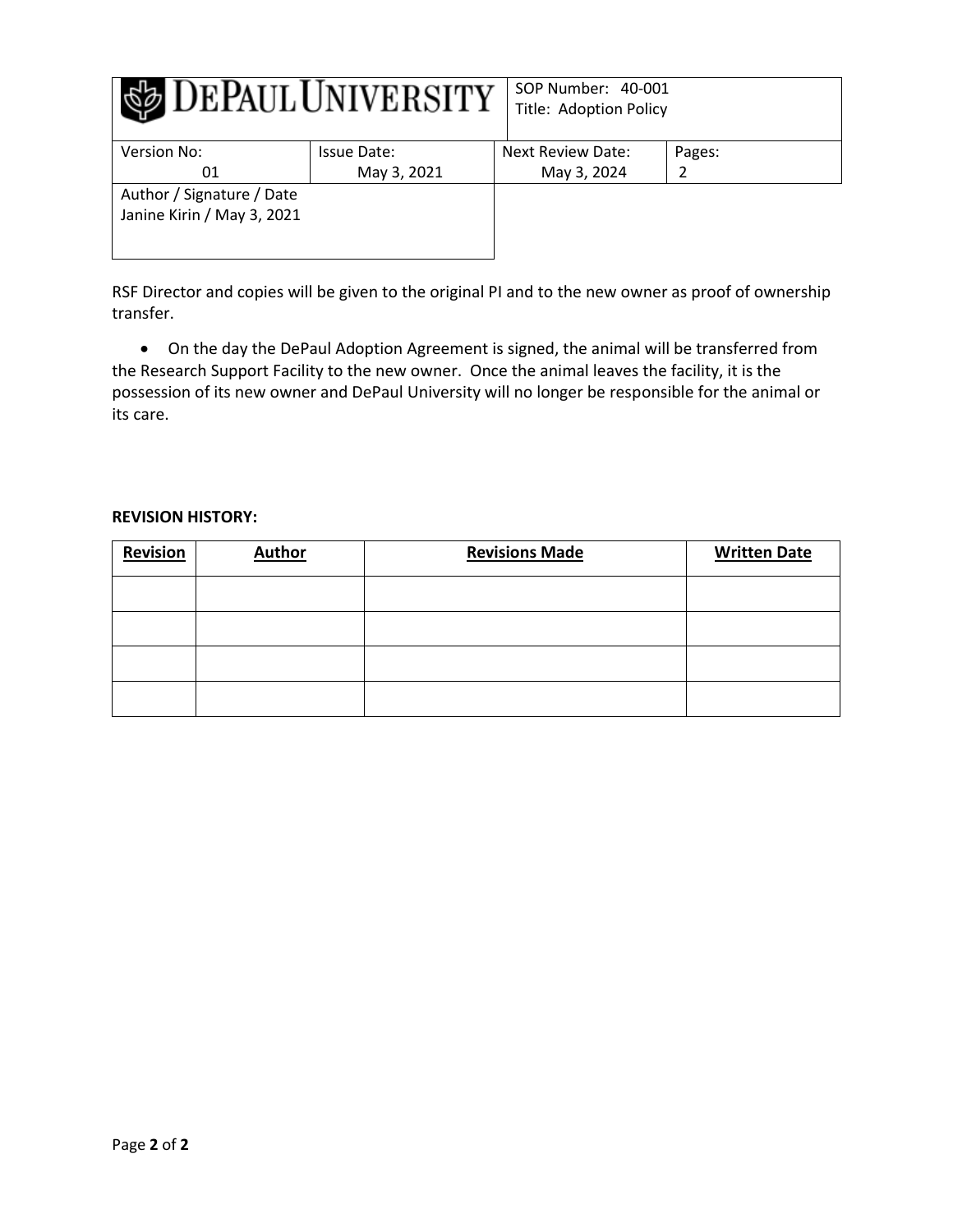RSF Director and copies will be given to the original PI and to the new owner as proof of ownership transfer.

- On the day the DePaul Adoption Agreement is signed, the animal will be transferred from the Research Support Facility to the new owner. Once the animal leaves the facility, it is the possession of its new owner and DePaul University will no longer be responsible for the animal or its care.

**REVISION HISTORY:**

| Revision | Author | Revisions Made | Written Date |
|---|---|---|---|
| | | | |
| | | | |
| | | | |
| | | | |